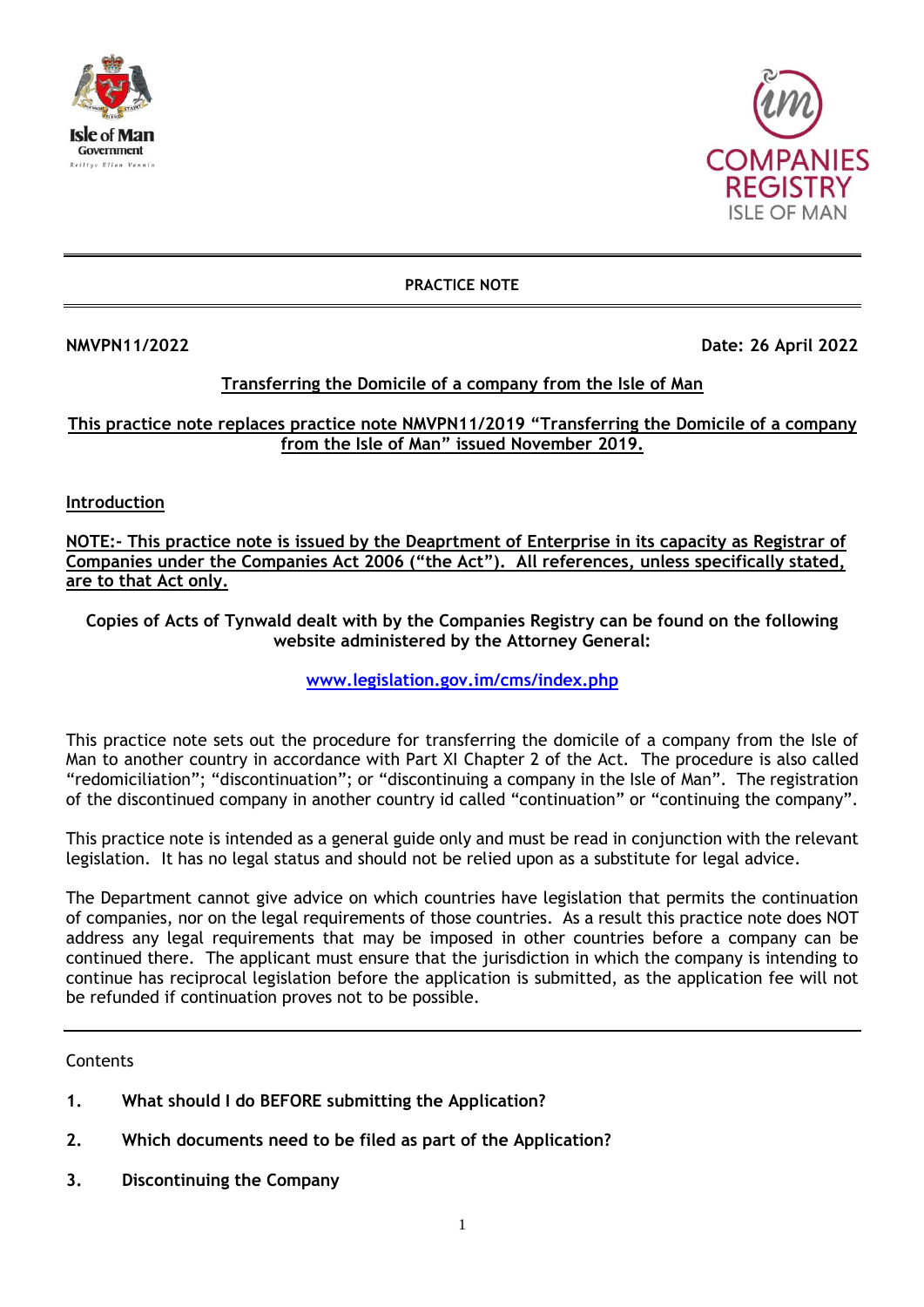**PRACTICE NOTE**

**NMVPN11/2022** **Date: 26 April 2022**

**Transferring the Domicile of a company from the Isle of Man**

**This practice note replaces practice note NMVPN11/2019 "Transferring the Domicile of a company from the Isle of Man" issued November 2019.**

## Introduction

**NOTE:- This practice note is issued by the Deaprtment of Enterprise in its capacity as Registrar of Companies under the Companies Act 2006 ("the Act"). All references, unless specifically stated, are to that Act only.**

**Copies of Acts of Tynwald dealt with by the Companies Registry can be found on the following website administered by the Attorney General:**

**www.legislation.gov.im/cms/index.php**

This practice note sets out the procedure for transferring the domicile of a company from the Isle of Man to another country in accordance with Part XI Chapter 2 of the Act. The procedure is also called "redomiciliation"; "discontinuation"; or "discontinuing a company in the Isle of Man". The registration of the discontinued company in another country id called "continuation" or "continuing the company".

This practice note is intended as a general guide only and must be read in conjunction with the relevant legislation. It has no legal status and should not be relied upon as a substitute for legal advice.

The Department cannot give advice on which countries have legislation that permits the continuation of companies, nor on the legal requirements of those countries. As a result this practice note does NOT address any legal requirements that may be imposed in other countries before a company can be continued there. The applicant must ensure that the jurisdiction in which the company is intending to continue has reciprocal legislation before the application is submitted, as the application fee will not be refunded if continuation proves not to be possible.

---

Contents

1. **What should I do BEFORE submitting the Application?**
2. **Which documents need to be filed as part of the Application?**
3. **Discontinuing the Company**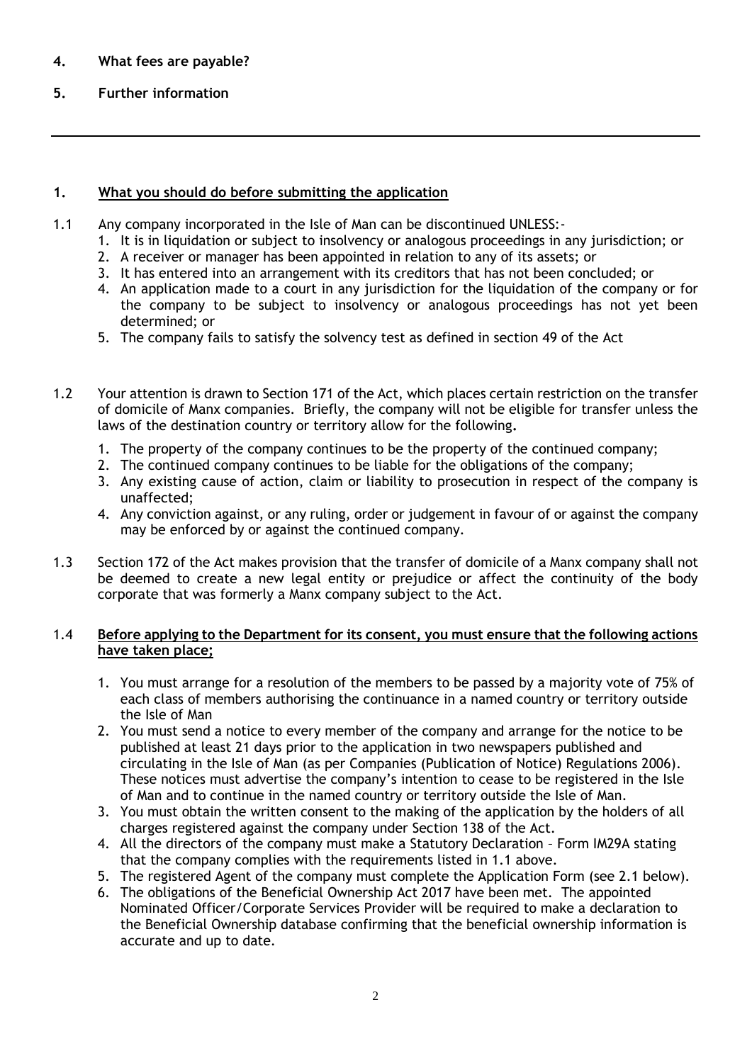**4. What fees are payable?**

**5. Further information**

---

## 1. What you should do before submitting the application

1.1 Any company incorporated in the Isle of Man can be discontinued UNLESS:-

1. It is in liquidation or subject to insolvency or analogous proceedings in any jurisdiction; or
2. A receiver or manager has been appointed in relation to any of its assets; or
3. It has entered into an arrangement with its creditors that has not been concluded; or
4. An application made to a court in any jurisdiction for the liquidation of the company or for the company to be subject to insolvency or analogous proceedings has not yet been determined; or
5. The company fails to satisfy the solvency test as defined in section 49 of the Act

1.2 Your attention is drawn to Section 171 of the Act, which places certain restriction on the transfer of domicile of Manx companies. Briefly, the company will not be eligible for transfer unless the laws of the destination country or territory allow for the following**.**

1. The property of the company continues to be the property of the continued company;
2. The continued company continues to be liable for the obligations of the company;
3. Any existing cause of action, claim or liability to prosecution in respect of the company is unaffected;
4. Any conviction against, or any ruling, order or judgement in favour of or against the company may be enforced by or against the continued company.

1.3 Section 172 of the Act makes provision that the transfer of domicile of a Manx company shall not be deemed to create a new legal entity or prejudice or affect the continuity of the body corporate that was formerly a Manx company subject to the Act.

1.4 **Before applying to the Department for its consent, you must ensure that the following actions have taken place;**

1. You must arrange for a resolution of the members to be passed by a majority vote of 75% of each class of members authorising the continuance in a named country or territory outside the Isle of Man
2. You must send a notice to every member of the company and arrange for the notice to be published at least 21 days prior to the application in two newspapers published and circulating in the Isle of Man (as per Companies (Publication of Notice) Regulations 2006). These notices must advertise the company's intention to cease to be registered in the Isle of Man and to continue in the named country or territory outside the Isle of Man.
3. You must obtain the written consent to the making of the application by the holders of all charges registered against the company under Section 138 of the Act.
4. All the directors of the company must make a Statutory Declaration – Form IM29A stating that the company complies with the requirements listed in 1.1 above.
5. The registered Agent of the company must complete the Application Form (see 2.1 below).
6. The obligations of the Beneficial Ownership Act 2017 have been met. The appointed Nominated Officer/Corporate Services Provider will be required to make a declaration to the Beneficial Ownership database confirming that the beneficial ownership information is accurate and up to date.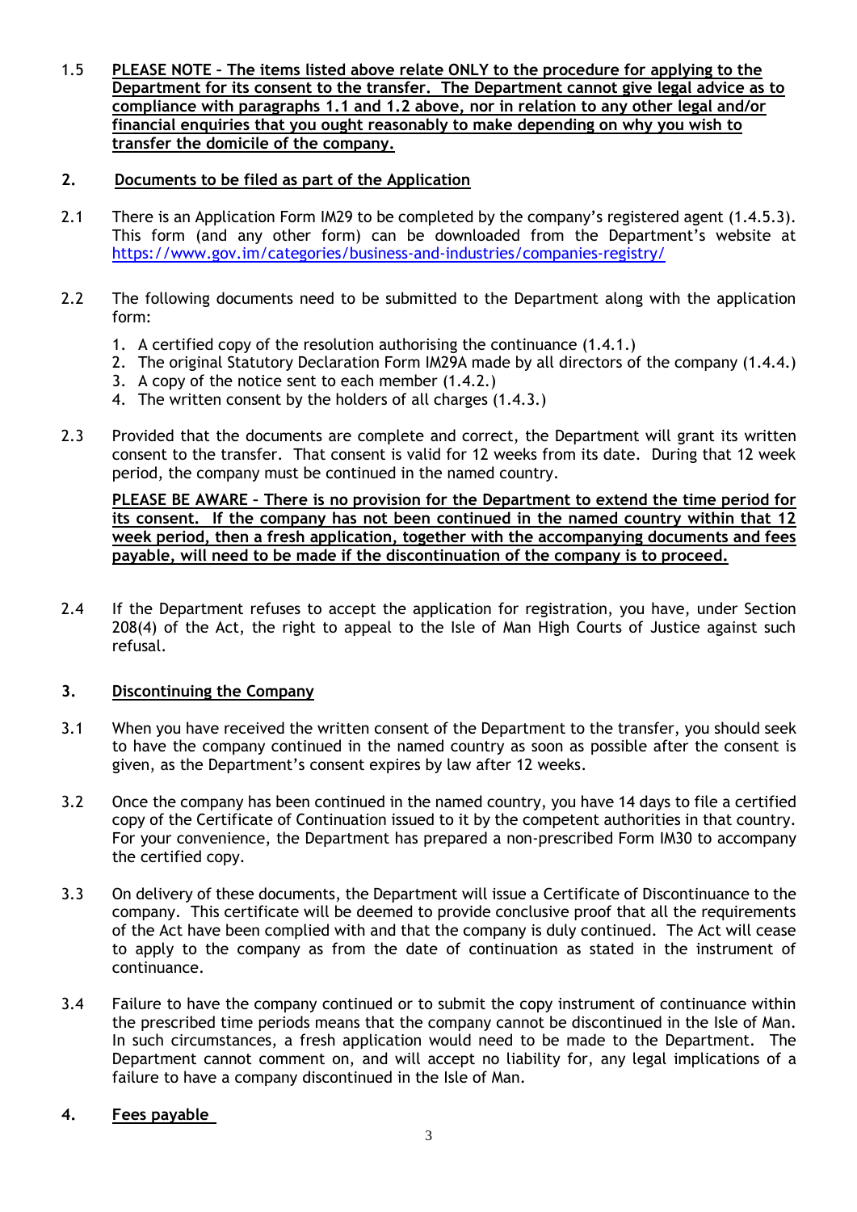1.5 **PLEASE NOTE – The items listed above relate ONLY to the procedure for applying to the Department for its consent to the transfer. The Department cannot give legal advice as to compliance with paragraphs 1.1 and 1.2 above, nor in relation to any other legal and/or financial enquiries that you ought reasonably to make depending on why you wish to transfer the domicile of the company.**

## 2. Documents to be filed as part of the Application

2.1 There is an Application Form IM29 to be completed by the company's registered agent (1.4.5.3). This form (and any other form) can be downloaded from the Department's website at https://www.gov.im/categories/business-and-industries/companies-registry/

2.2 The following documents need to be submitted to the Department along with the application form:

1. A certified copy of the resolution authorising the continuance (1.4.1.)
2. The original Statutory Declaration Form IM29A made by all directors of the company (1.4.4.)
3. A copy of the notice sent to each member (1.4.2.)
4. The written consent by the holders of all charges (1.4.3.)

2.3 Provided that the documents are complete and correct, the Department will grant its written consent to the transfer. That consent is valid for 12 weeks from its date. During that 12 week period, the company must be continued in the named country.

**PLEASE BE AWARE – There is no provision for the Department to extend the time period for its consent. If the company has not been continued in the named country within that 12 week period, then a fresh application, together with the accompanying documents and fees payable, will need to be made if the discontinuation of the company is to proceed.**

2.4 If the Department refuses to accept the application for registration, you have, under Section 208(4) of the Act, the right to appeal to the Isle of Man High Courts of Justice against such refusal.

## 3. Discontinuing the Company

3.1 When you have received the written consent of the Department to the transfer, you should seek to have the company continued in the named country as soon as possible after the consent is given, as the Department's consent expires by law after 12 weeks.

3.2 Once the company has been continued in the named country, you have 14 days to file a certified copy of the Certificate of Continuation issued to it by the competent authorities in that country. For your convenience, the Department has prepared a non-prescribed Form IM30 to accompany the certified copy.

3.3 On delivery of these documents, the Department will issue a Certificate of Discontinuance to the company. This certificate will be deemed to provide conclusive proof that all the requirements of the Act have been complied with and that the company is duly continued. The Act will cease to apply to the company as from the date of continuation as stated in the instrument of continuance.

3.4 Failure to have the company continued or to submit the copy instrument of continuance within the prescribed time periods means that the company cannot be discontinued in the Isle of Man. In such circumstances, a fresh application would need to be made to the Department. The Department cannot comment on, and will accept no liability for, any legal implications of a failure to have a company discontinued in the Isle of Man.

## 4. Fees payable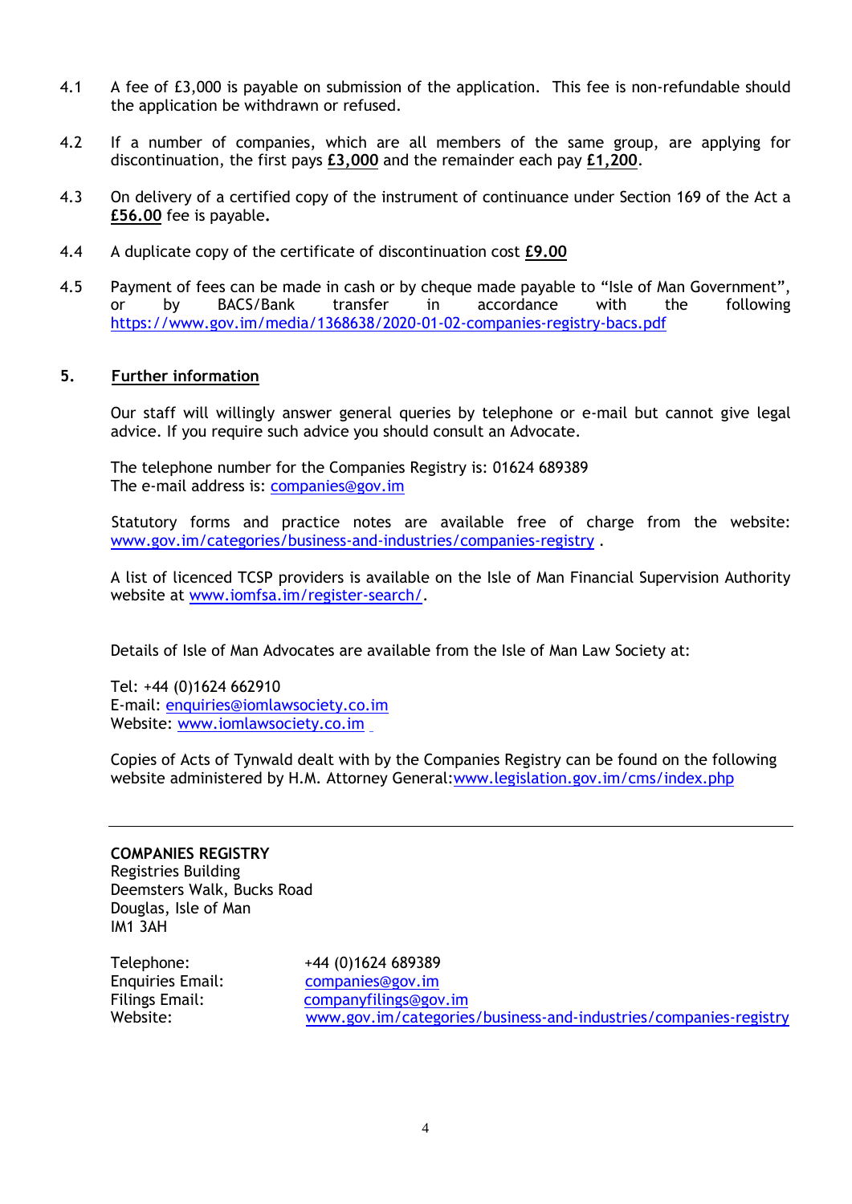4.1 A fee of £3,000 is payable on submission of the application. This fee is non-refundable should the application be withdrawn or refused.

4.2 If a number of companies, which are all members of the same group, are applying for discontinuation, the first pays **£3,000** and the remainder each pay **£1,200**.

4.3 On delivery of a certified copy of the instrument of continuance under Section 169 of the Act a **£56.00** fee is payable.

4.4 A duplicate copy of the certificate of discontinuation cost **£9.00**

4.5 Payment of fees can be made in cash or by cheque made payable to "Isle of Man Government", or by BACS/Bank transfer in accordance with the following https://www.gov.im/media/1368638/2020-01-02-companies-registry-bacs.pdf

## 5. Further information

Our staff will willingly answer general queries by telephone or e-mail but cannot give legal advice. If you require such advice you should consult an Advocate.

The telephone number for the Companies Registry is: 01624 689389
The e-mail address is: companies@gov.im

Statutory forms and practice notes are available free of charge from the website: www.gov.im/categories/business-and-industries/companies-registry .

A list of licenced TCSP providers is available on the Isle of Man Financial Supervision Authority website at www.iomfsa.im/register-search/.

Details of Isle of Man Advocates are available from the Isle of Man Law Society at:

Tel: +44 (0)1624 662910
E-mail: enquiries@iomlawsociety.co.im
Website: www.iomlawsociety.co.im

Copies of Acts of Tynwald dealt with by the Companies Registry can be found on the following website administered by H.M. Attorney General:www.legislation.gov.im/cms/index.php

---

**COMPANIES REGISTRY**
Registries Building
Deemsters Walk, Bucks Road
Douglas, Isle of Man
IM1 3AH

| | |
|---|---|
| Telephone: | +44 (0)1624 689389 |
| Enquiries Email: | companies@gov.im |
| Filings Email: | companyfilings@gov.im |
| Website: | www.gov.im/categories/business-and-industries/companies-registry |